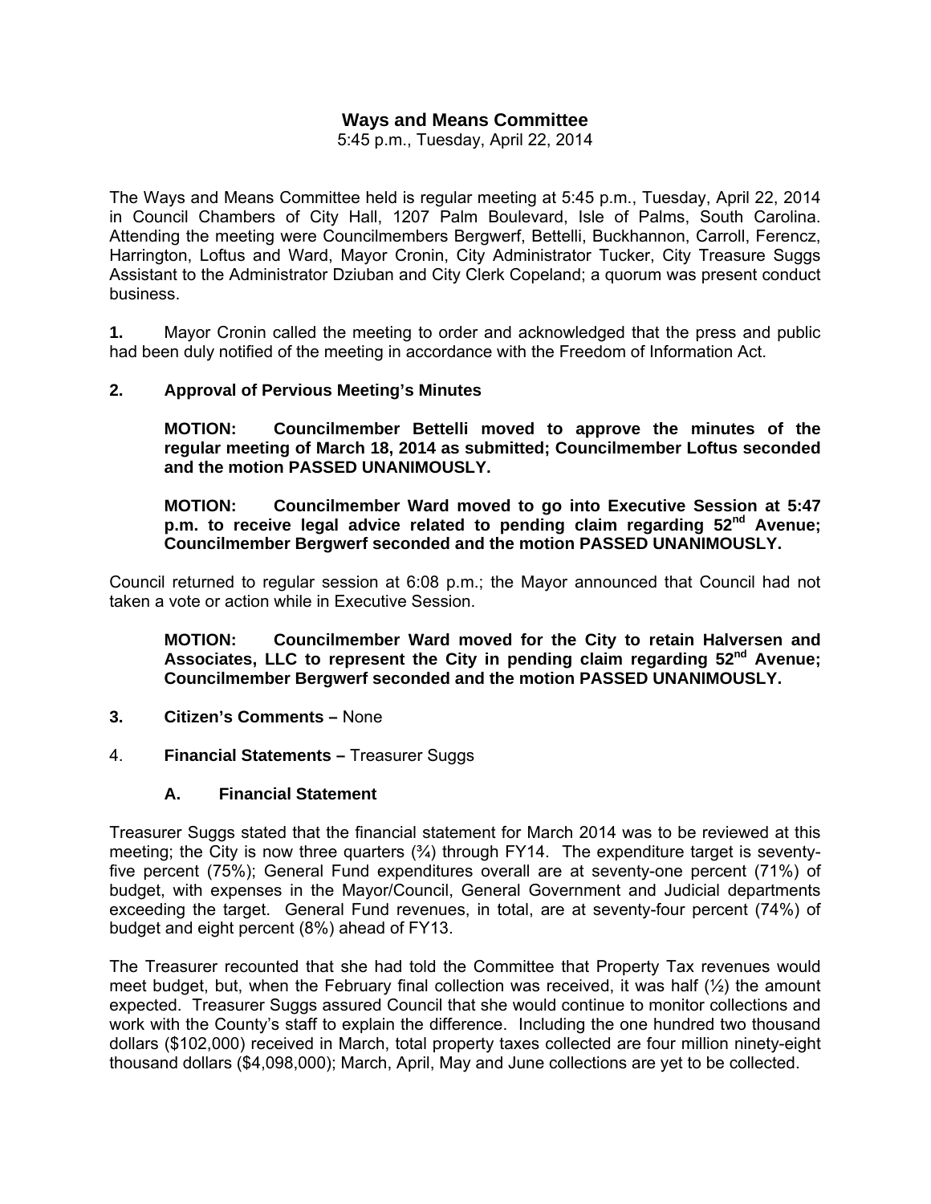# Ways and Means Committee

5:45 p.m., Tuesday, April 22, 2014

The Ways and Means Committee held is regular meeting at 5:45 p.m., Tuesday, April 22, 2014 in Council Chambers of City Hall, 1207 Palm Boulevard, Isle of Palms, South Carolina. Attending the meeting were Councilmembers Bergwerf, Bettelli, Buckhannon, Carroll, Ferencz, Harrington, Loftus and Ward, Mayor Cronin, City Administrator Tucker, City Treasure Suggs Assistant to the Administrator Dziuban and City Clerk Copeland; a quorum was present conduct business.

**1.** Mayor Cronin called the meeting to order and acknowledged that the press and public had been duly notified of the meeting in accordance with the Freedom of Information Act.

**2. Approval of Pervious Meeting's Minutes**

**MOTION: Councilmember Bettelli moved to approve the minutes of the regular meeting of March 18, 2014 as submitted; Councilmember Loftus seconded and the motion PASSED UNANIMOUSLY.**

**MOTION: Councilmember Ward moved to go into Executive Session at 5:47 p.m. to receive legal advice related to pending claim regarding 52nd Avenue; Councilmember Bergwerf seconded and the motion PASSED UNANIMOUSLY.**

Council returned to regular session at 6:08 p.m.; the Mayor announced that Council had not taken a vote or action while in Executive Session.

**MOTION: Councilmember Ward moved for the City to retain Halversen and Associates, LLC to represent the City in pending claim regarding 52nd Avenue; Councilmember Bergwerf seconded and the motion PASSED UNANIMOUSLY.**

**3. Citizen's Comments –** None

4. **Financial Statements –** Treasurer Suggs

**A. Financial Statement**

Treasurer Suggs stated that the financial statement for March 2014 was to be reviewed at this meeting; the City is now three quarters (¾) through FY14. The expenditure target is seventy-five percent (75%); General Fund expenditures overall are at seventy-one percent (71%) of budget, with expenses in the Mayor/Council, General Government and Judicial departments exceeding the target. General Fund revenues, in total, are at seventy-four percent (74%) of budget and eight percent (8%) ahead of FY13.

The Treasurer recounted that she had told the Committee that Property Tax revenues would meet budget, but, when the February final collection was received, it was half (½) the amount expected. Treasurer Suggs assured Council that she would continue to monitor collections and work with the County's staff to explain the difference. Including the one hundred two thousand dollars ($102,000) received in March, total property taxes collected are four million ninety-eight thousand dollars ($4,098,000); March, April, May and June collections are yet to be collected.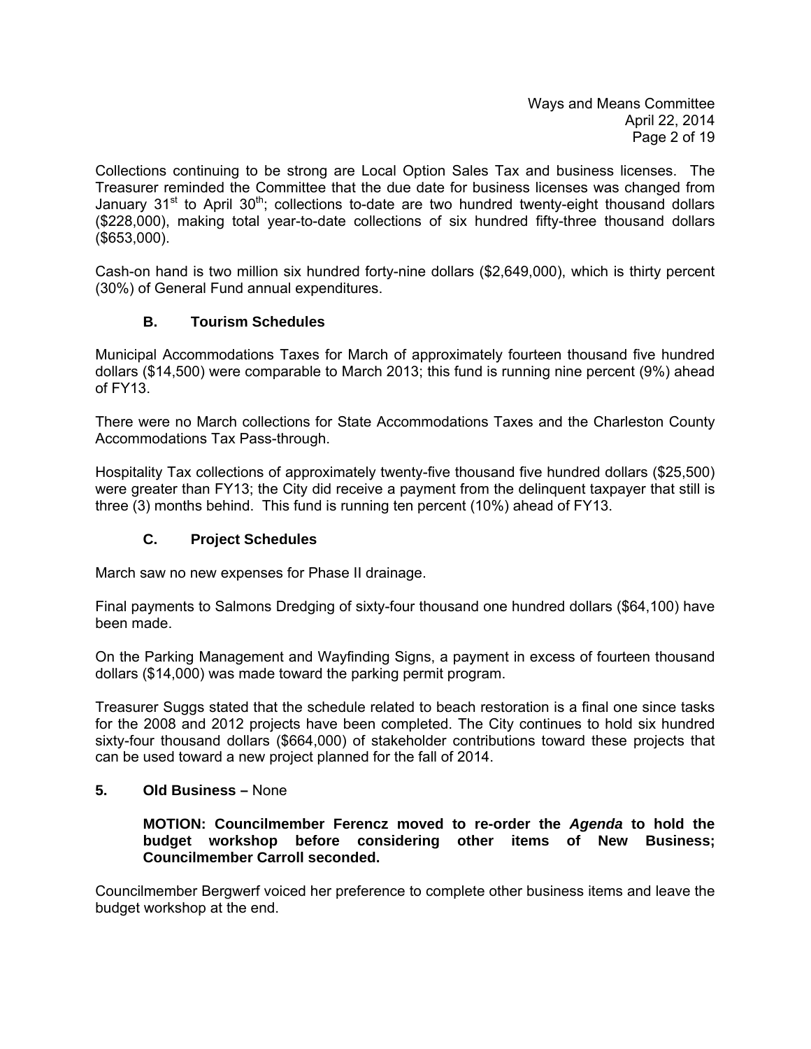Collections continuing to be strong are Local Option Sales Tax and business licenses. The Treasurer reminded the Committee that the due date for business licenses was changed from January 31st to April 30th; collections to-date are two hundred twenty-eight thousand dollars ($228,000), making total year-to-date collections of six hundred fifty-three thousand dollars ($653,000).

Cash-on hand is two million six hundred forty-nine dollars ($2,649,000), which is thirty percent (30%) of General Fund annual expenditures.

### B. Tourism Schedules

Municipal Accommodations Taxes for March of approximately fourteen thousand five hundred dollars ($14,500) were comparable to March 2013; this fund is running nine percent (9%) ahead of FY13.

There were no March collections for State Accommodations Taxes and the Charleston County Accommodations Tax Pass-through.

Hospitality Tax collections of approximately twenty-five thousand five hundred dollars ($25,500) were greater than FY13; the City did receive a payment from the delinquent taxpayer that still is three (3) months behind. This fund is running ten percent (10%) ahead of FY13.

### C. Project Schedules

March saw no new expenses for Phase II drainage.

Final payments to Salmons Dredging of sixty-four thousand one hundred dollars ($64,100) have been made.

On the Parking Management and Wayfinding Signs, a payment in excess of fourteen thousand dollars ($14,000) was made toward the parking permit program.

Treasurer Suggs stated that the schedule related to beach restoration is a final one since tasks for the 2008 and 2012 projects have been completed. The City continues to hold six hundred sixty-four thousand dollars ($664,000) of stakeholder contributions toward these projects that can be used toward a new project planned for the fall of 2014.

### 5. Old Business – None

**MOTION: Councilmember Ferencz moved to re-order the *Agenda* to hold the budget workshop before considering other items of New Business; Councilmember Carroll seconded.**

Councilmember Bergwerf voiced her preference to complete other business items and leave the budget workshop at the end.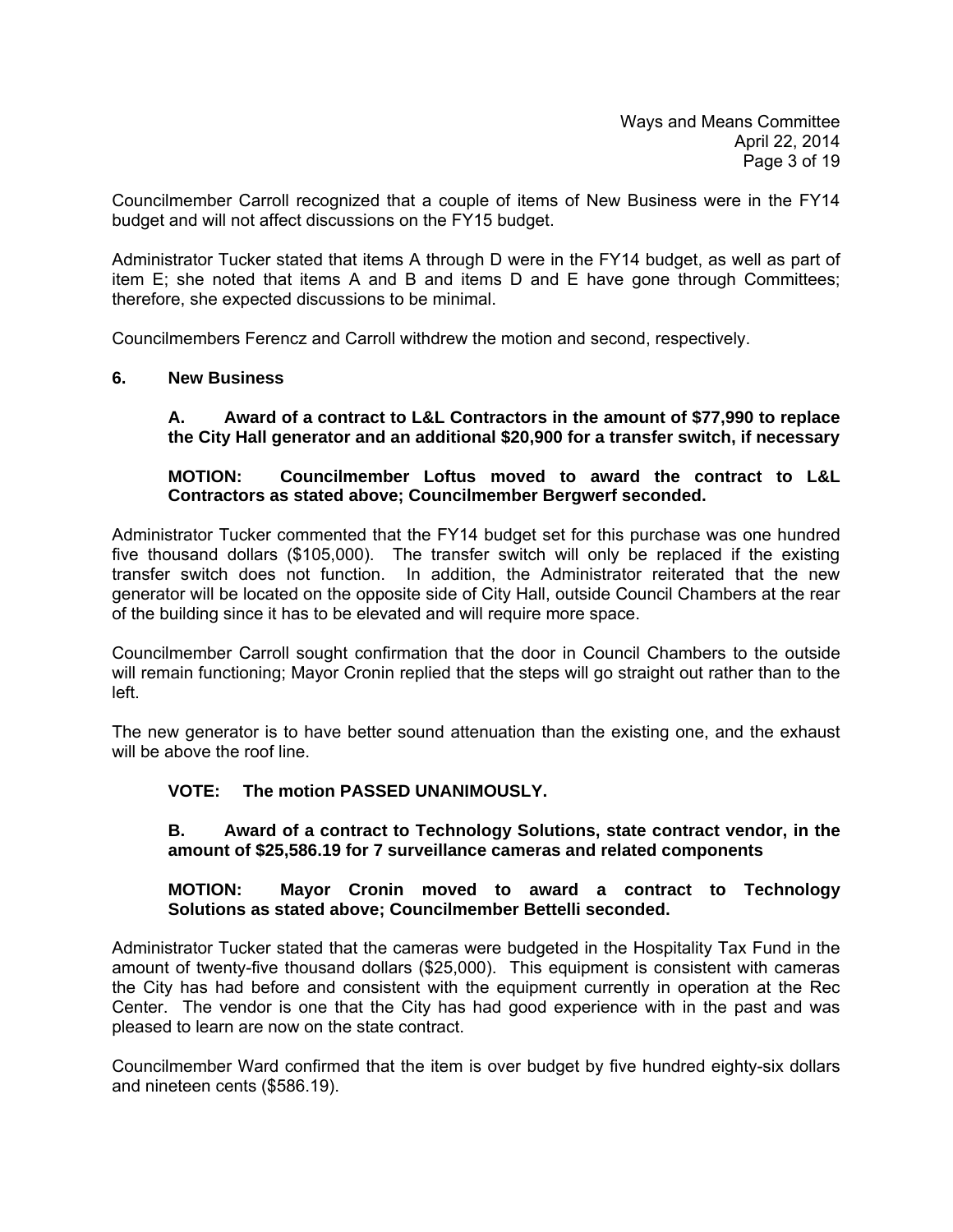Councilmember Carroll recognized that a couple of items of New Business were in the FY14 budget and will not affect discussions on the FY15 budget.

Administrator Tucker stated that items A through D were in the FY14 budget, as well as part of item E; she noted that items A and B and items D and E have gone through Committees; therefore, she expected discussions to be minimal.

Councilmembers Ferencz and Carroll withdrew the motion and second, respectively.

**6. New Business**

**A. Award of a contract to L&L Contractors in the amount of $77,990 to replace the City Hall generator and an additional $20,900 for a transfer switch, if necessary**

**MOTION: Councilmember Loftus moved to award the contract to L&L Contractors as stated above; Councilmember Bergwerf seconded.**

Administrator Tucker commented that the FY14 budget set for this purchase was one hundred five thousand dollars ($105,000). The transfer switch will only be replaced if the existing transfer switch does not function. In addition, the Administrator reiterated that the new generator will be located on the opposite side of City Hall, outside Council Chambers at the rear of the building since it has to be elevated and will require more space.

Councilmember Carroll sought confirmation that the door in Council Chambers to the outside will remain functioning; Mayor Cronin replied that the steps will go straight out rather than to the left.

The new generator is to have better sound attenuation than the existing one, and the exhaust will be above the roof line.

**VOTE: The motion PASSED UNANIMOUSLY.**

**B. Award of a contract to Technology Solutions, state contract vendor, in the amount of $25,586.19 for 7 surveillance cameras and related components**

**MOTION: Mayor Cronin moved to award a contract to Technology Solutions as stated above; Councilmember Bettelli seconded.**

Administrator Tucker stated that the cameras were budgeted in the Hospitality Tax Fund in the amount of twenty-five thousand dollars ($25,000). This equipment is consistent with cameras the City has had before and consistent with the equipment currently in operation at the Rec Center. The vendor is one that the City has had good experience with in the past and was pleased to learn are now on the state contract.

Councilmember Ward confirmed that the item is over budget by five hundred eighty-six dollars and nineteen cents ($586.19).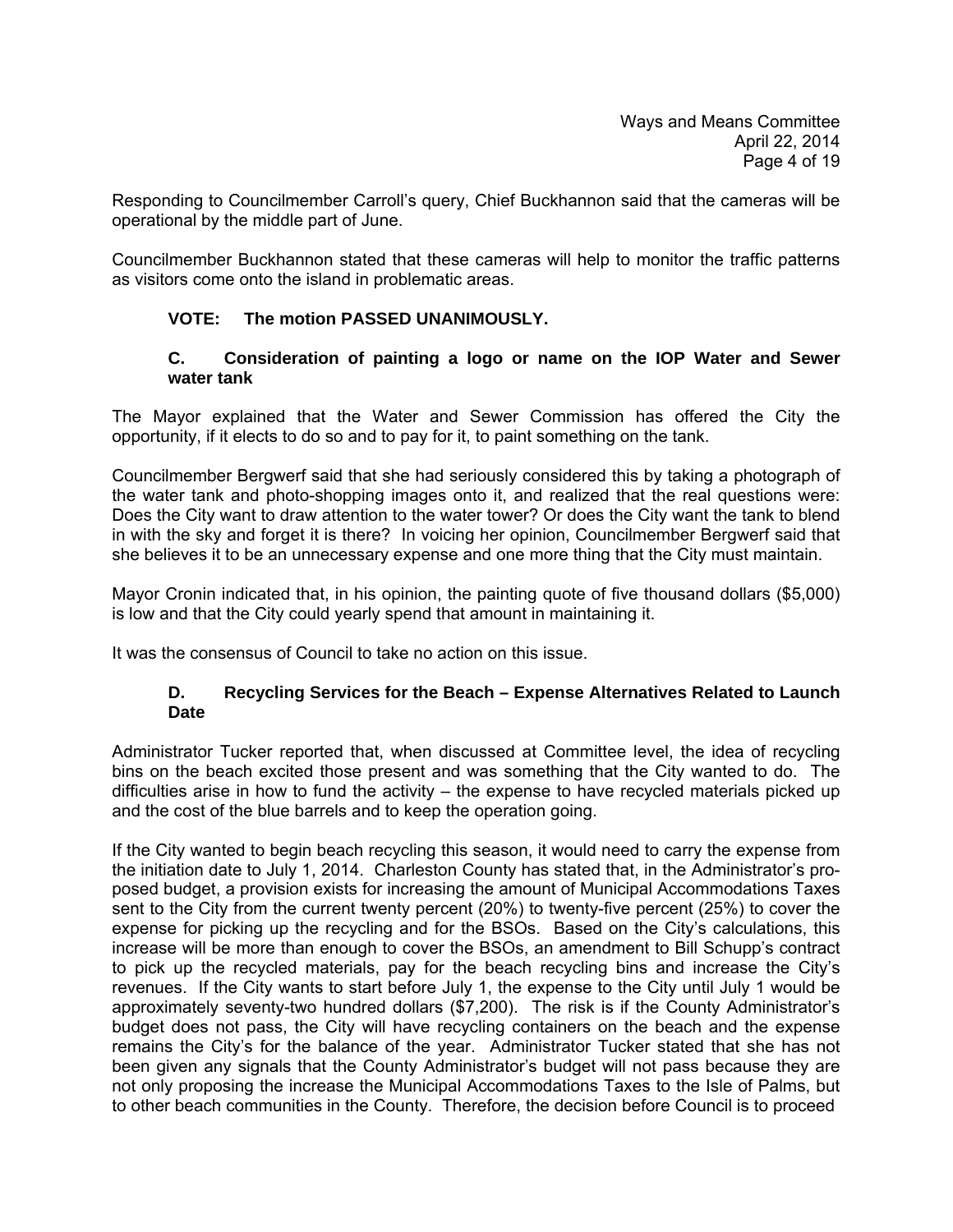Responding to Councilmember Carroll's query, Chief Buckhannon said that the cameras will be operational by the middle part of June.

Councilmember Buckhannon stated that these cameras will help to monitor the traffic patterns as visitors come onto the island in problematic areas.

**VOTE: The motion PASSED UNANIMOUSLY.**

### C. Consideration of painting a logo or name on the IOP Water and Sewer water tank

The Mayor explained that the Water and Sewer Commission has offered the City the opportunity, if it elects to do so and to pay for it, to paint something on the tank.

Councilmember Bergwerf said that she had seriously considered this by taking a photograph of the water tank and photo-shopping images onto it, and realized that the real questions were: Does the City want to draw attention to the water tower? Or does the City want the tank to blend in with the sky and forget it is there? In voicing her opinion, Councilmember Bergwerf said that she believes it to be an unnecessary expense and one more thing that the City must maintain.

Mayor Cronin indicated that, in his opinion, the painting quote of five thousand dollars ($5,000) is low and that the City could yearly spend that amount in maintaining it.

It was the consensus of Council to take no action on this issue.

### D. Recycling Services for the Beach – Expense Alternatives Related to Launch Date

Administrator Tucker reported that, when discussed at Committee level, the idea of recycling bins on the beach excited those present and was something that the City wanted to do. The difficulties arise in how to fund the activity – the expense to have recycled materials picked up and the cost of the blue barrels and to keep the operation going.

If the City wanted to begin beach recycling this season, it would need to carry the expense from the initiation date to July 1, 2014. Charleston County has stated that, in the Administrator's proposed budget, a provision exists for increasing the amount of Municipal Accommodations Taxes sent to the City from the current twenty percent (20%) to twenty-five percent (25%) to cover the expense for picking up the recycling and for the BSOs. Based on the City's calculations, this increase will be more than enough to cover the BSOs, an amendment to Bill Schupp's contract to pick up the recycled materials, pay for the beach recycling bins and increase the City's revenues. If the City wants to start before July 1, the expense to the City until July 1 would be approximately seventy-two hundred dollars ($7,200). The risk is if the County Administrator's budget does not pass, the City will have recycling containers on the beach and the expense remains the City's for the balance of the year. Administrator Tucker stated that she has not been given any signals that the County Administrator's budget will not pass because they are not only proposing the increase the Municipal Accommodations Taxes to the Isle of Palms, but to other beach communities in the County. Therefore, the decision before Council is to proceed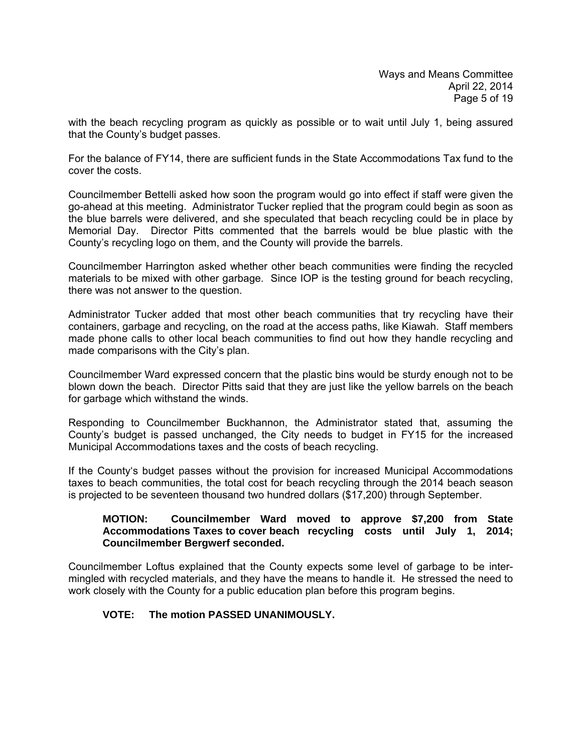with the beach recycling program as quickly as possible or to wait until July 1, being assured that the County's budget passes.

For the balance of FY14, there are sufficient funds in the State Accommodations Tax fund to the cover the costs.

Councilmember Bettelli asked how soon the program would go into effect if staff were given the go-ahead at this meeting. Administrator Tucker replied that the program could begin as soon as the blue barrels were delivered, and she speculated that beach recycling could be in place by Memorial Day. Director Pitts commented that the barrels would be blue plastic with the County's recycling logo on them, and the County will provide the barrels.

Councilmember Harrington asked whether other beach communities were finding the recycled materials to be mixed with other garbage. Since IOP is the testing ground for beach recycling, there was not answer to the question.

Administrator Tucker added that most other beach communities that try recycling have their containers, garbage and recycling, on the road at the access paths, like Kiawah. Staff members made phone calls to other local beach communities to find out how they handle recycling and made comparisons with the City's plan.

Councilmember Ward expressed concern that the plastic bins would be sturdy enough not to be blown down the beach. Director Pitts said that they are just like the yellow barrels on the beach for garbage which withstand the winds.

Responding to Councilmember Buckhannon, the Administrator stated that, assuming the County's budget is passed unchanged, the City needs to budget in FY15 for the increased Municipal Accommodations taxes and the costs of beach recycling.

If the County's budget passes without the provision for increased Municipal Accommodations taxes to beach communities, the total cost for beach recycling through the 2014 beach season is projected to be seventeen thousand two hundred dollars ($17,200) through September.

> **MOTION: Councilmember Ward moved to approve $7,200 from State Accommodations Taxes to cover beach recycling costs until July 1, 2014; Councilmember Bergwerf seconded.**

Councilmember Loftus explained that the County expects some level of garbage to be inter-mingled with recycled materials, and they have the means to handle it. He stressed the need to work closely with the County for a public education plan before this program begins.

> **VOTE: The motion PASSED UNANIMOUSLY.**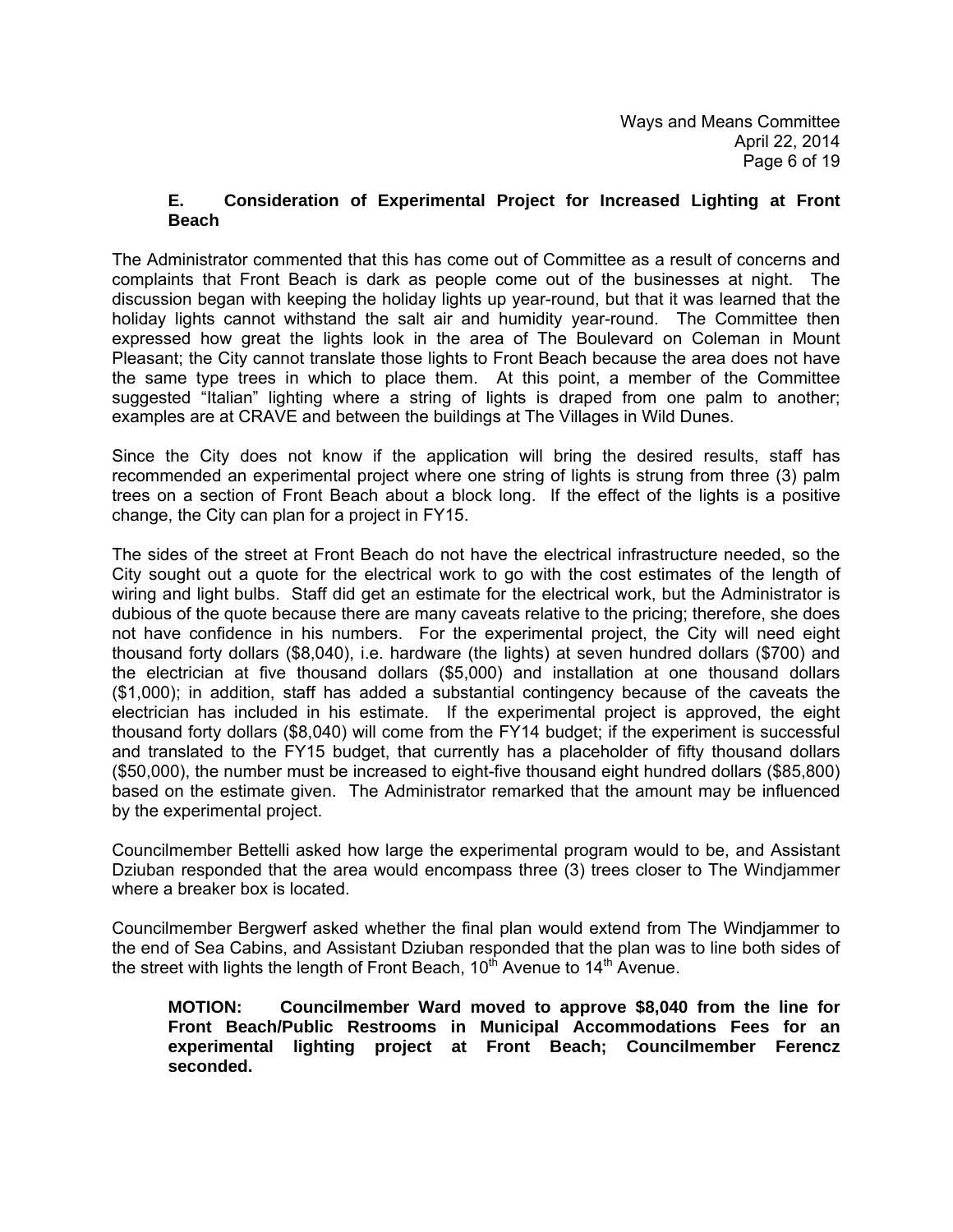### E. Consideration of Experimental Project for Increased Lighting at Front Beach

The Administrator commented that this has come out of Committee as a result of concerns and complaints that Front Beach is dark as people come out of the businesses at night. The discussion began with keeping the holiday lights up year-round, but that it was learned that the holiday lights cannot withstand the salt air and humidity year-round. The Committee then expressed how great the lights look in the area of The Boulevard on Coleman in Mount Pleasant; the City cannot translate those lights to Front Beach because the area does not have the same type trees in which to place them. At this point, a member of the Committee suggested "Italian" lighting where a string of lights is draped from one palm to another; examples are at CRAVE and between the buildings at The Villages in Wild Dunes.

Since the City does not know if the application will bring the desired results, staff has recommended an experimental project where one string of lights is strung from three (3) palm trees on a section of Front Beach about a block long. If the effect of the lights is a positive change, the City can plan for a project in FY15.

The sides of the street at Front Beach do not have the electrical infrastructure needed, so the City sought out a quote for the electrical work to go with the cost estimates of the length of wiring and light bulbs. Staff did get an estimate for the electrical work, but the Administrator is dubious of the quote because there are many caveats relative to the pricing; therefore, she does not have confidence in his numbers. For the experimental project, the City will need eight thousand forty dollars ($8,040), i.e. hardware (the lights) at seven hundred dollars ($700) and the electrician at five thousand dollars ($5,000) and installation at one thousand dollars ($1,000); in addition, staff has added a substantial contingency because of the caveats the electrician has included in his estimate. If the experimental project is approved, the eight thousand forty dollars ($8,040) will come from the FY14 budget; if the experiment is successful and translated to the FY15 budget, that currently has a placeholder of fifty thousand dollars ($50,000), the number must be increased to eight-five thousand eight hundred dollars ($85,800) based on the estimate given. The Administrator remarked that the amount may be influenced by the experimental project.

Councilmember Bettelli asked how large the experimental program would to be, and Assistant Dziuban responded that the area would encompass three (3) trees closer to The Windjammer where a breaker box is located.

Councilmember Bergwerf asked whether the final plan would extend from The Windjammer to the end of Sea Cabins, and Assistant Dziuban responded that the plan was to line both sides of the street with lights the length of Front Beach, 10th Avenue to 14th Avenue.

**MOTION: Councilmember Ward moved to approve $8,040 from the line for Front Beach/Public Restrooms in Municipal Accommodations Fees for an experimental lighting project at Front Beach; Councilmember Ferencz seconded.**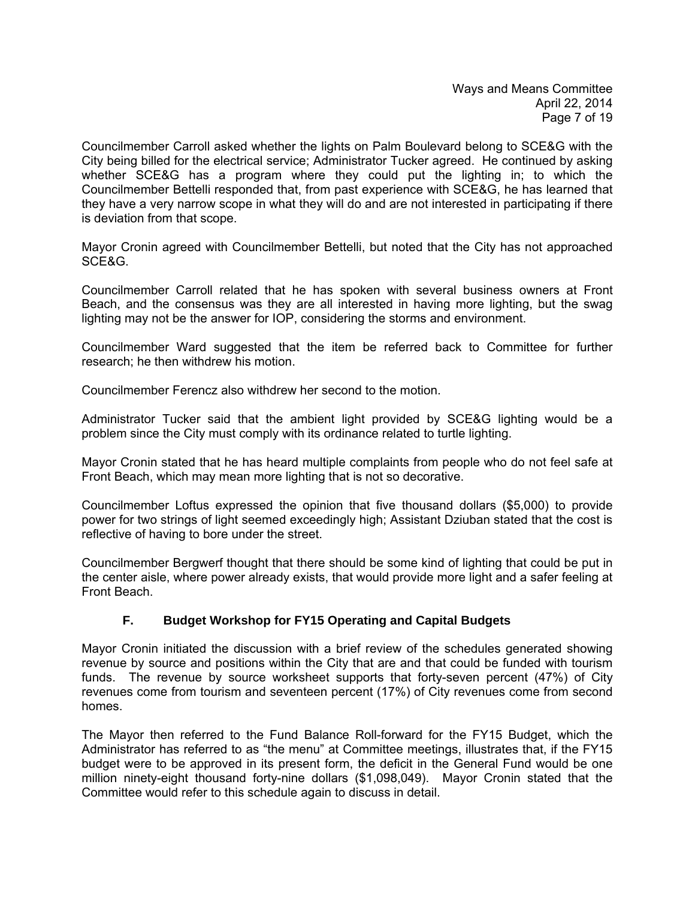Councilmember Carroll asked whether the lights on Palm Boulevard belong to SCE&G with the City being billed for the electrical service; Administrator Tucker agreed. He continued by asking whether SCE&G has a program where they could put the lighting in; to which the Councilmember Bettelli responded that, from past experience with SCE&G, he has learned that they have a very narrow scope in what they will do and are not interested in participating if there is deviation from that scope.

Mayor Cronin agreed with Councilmember Bettelli, but noted that the City has not approached SCE&G.

Councilmember Carroll related that he has spoken with several business owners at Front Beach, and the consensus was they are all interested in having more lighting, but the swag lighting may not be the answer for IOP, considering the storms and environment.

Councilmember Ward suggested that the item be referred back to Committee for further research; he then withdrew his motion.

Councilmember Ferencz also withdrew her second to the motion.

Administrator Tucker said that the ambient light provided by SCE&G lighting would be a problem since the City must comply with its ordinance related to turtle lighting.

Mayor Cronin stated that he has heard multiple complaints from people who do not feel safe at Front Beach, which may mean more lighting that is not so decorative.

Councilmember Loftus expressed the opinion that five thousand dollars ($5,000) to provide power for two strings of light seemed exceedingly high; Assistant Dziuban stated that the cost is reflective of having to bore under the street.

Councilmember Bergwerf thought that there should be some kind of lighting that could be put in the center aisle, where power already exists, that would provide more light and a safer feeling at Front Beach.

### F. Budget Workshop for FY15 Operating and Capital Budgets

Mayor Cronin initiated the discussion with a brief review of the schedules generated showing revenue by source and positions within the City that are and that could be funded with tourism funds. The revenue by source worksheet supports that forty-seven percent (47%) of City revenues come from tourism and seventeen percent (17%) of City revenues come from second homes.

The Mayor then referred to the Fund Balance Roll-forward for the FY15 Budget, which the Administrator has referred to as "the menu" at Committee meetings, illustrates that, if the FY15 budget were to be approved in its present form, the deficit in the General Fund would be one million ninety-eight thousand forty-nine dollars ($1,098,049). Mayor Cronin stated that the Committee would refer to this schedule again to discuss in detail.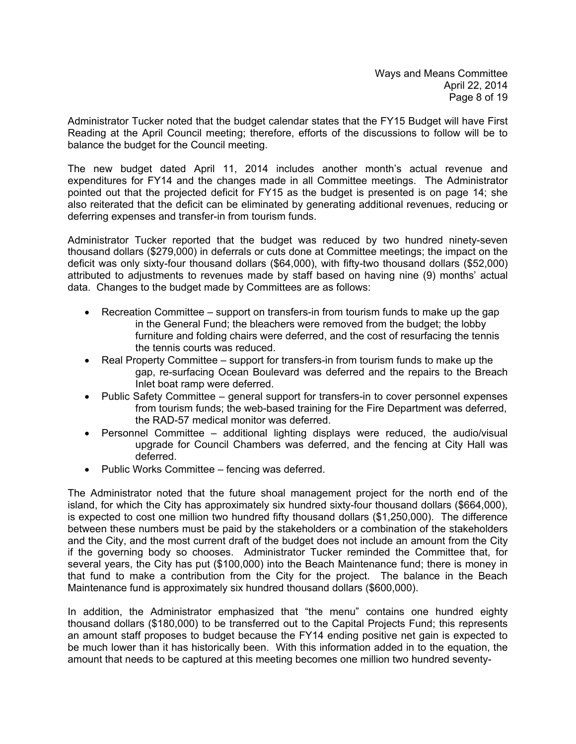Administrator Tucker noted that the budget calendar states that the FY15 Budget will have First Reading at the April Council meeting; therefore, efforts of the discussions to follow will be to balance the budget for the Council meeting.

The new budget dated April 11, 2014 includes another month's actual revenue and expenditures for FY14 and the changes made in all Committee meetings. The Administrator pointed out that the projected deficit for FY15 as the budget is presented is on page 14; she also reiterated that the deficit can be eliminated by generating additional revenues, reducing or deferring expenses and transfer-in from tourism funds.

Administrator Tucker reported that the budget was reduced by two hundred ninety-seven thousand dollars ($279,000) in deferrals or cuts done at Committee meetings; the impact on the deficit was only sixty-four thousand dollars ($64,000), with fifty-two thousand dollars ($52,000) attributed to adjustments to revenues made by staff based on having nine (9) months' actual data. Changes to the budget made by Committees are as follows:

- Recreation Committee – support on transfers-in from tourism funds to make up the gap in the General Fund; the bleachers were removed from the budget; the lobby furniture and folding chairs were deferred, and the cost of resurfacing the tennis the tennis courts was reduced.
- Real Property Committee – support for transfers-in from tourism funds to make up the gap, re-surfacing Ocean Boulevard was deferred and the repairs to the Breach Inlet boat ramp were deferred.
- Public Safety Committee – general support for transfers-in to cover personnel expenses from tourism funds; the web-based training for the Fire Department was deferred, the RAD-57 medical monitor was deferred.
- Personnel Committee – additional lighting displays were reduced, the audio/visual upgrade for Council Chambers was deferred, and the fencing at City Hall was deferred.
- Public Works Committee – fencing was deferred.

The Administrator noted that the future shoal management project for the north end of the island, for which the City has approximately six hundred sixty-four thousand dollars ($664,000), is expected to cost one million two hundred fifty thousand dollars ($1,250,000). The difference between these numbers must be paid by the stakeholders or a combination of the stakeholders and the City, and the most current draft of the budget does not include an amount from the City if the governing body so chooses. Administrator Tucker reminded the Committee that, for several years, the City has put ($100,000) into the Beach Maintenance fund; there is money in that fund to make a contribution from the City for the project. The balance in the Beach Maintenance fund is approximately six hundred thousand dollars ($600,000).

In addition, the Administrator emphasized that "the menu" contains one hundred eighty thousand dollars ($180,000) to be transferred out to the Capital Projects Fund; this represents an amount staff proposes to budget because the FY14 ending positive net gain is expected to be much lower than it has historically been. With this information added in to the equation, the amount that needs to be captured at this meeting becomes one million two hundred seventy-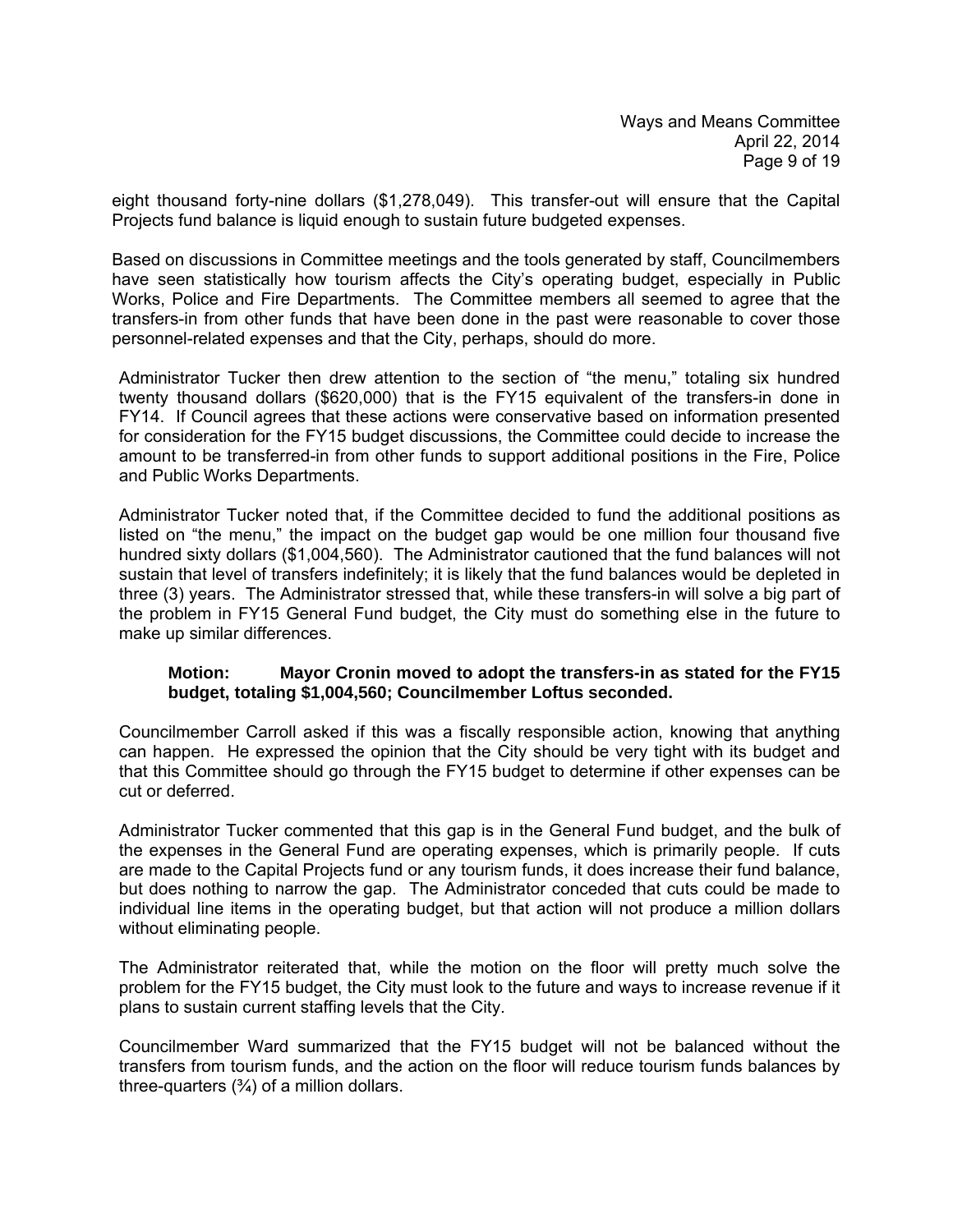eight thousand forty-nine dollars ($1,278,049). This transfer-out will ensure that the Capital Projects fund balance is liquid enough to sustain future budgeted expenses.

Based on discussions in Committee meetings and the tools generated by staff, Councilmembers have seen statistically how tourism affects the City's operating budget, especially in Public Works, Police and Fire Departments. The Committee members all seemed to agree that the transfers-in from other funds that have been done in the past were reasonable to cover those personnel-related expenses and that the City, perhaps, should do more.

Administrator Tucker then drew attention to the section of "the menu," totaling six hundred twenty thousand dollars ($620,000) that is the FY15 equivalent of the transfers-in done in FY14. If Council agrees that these actions were conservative based on information presented for consideration for the FY15 budget discussions, the Committee could decide to increase the amount to be transferred-in from other funds to support additional positions in the Fire, Police and Public Works Departments.

Administrator Tucker noted that, if the Committee decided to fund the additional positions as listed on "the menu," the impact on the budget gap would be one million four thousand five hundred sixty dollars ($1,004,560). The Administrator cautioned that the fund balances will not sustain that level of transfers indefinitely; it is likely that the fund balances would be depleted in three (3) years. The Administrator stressed that, while these transfers-in will solve a big part of the problem in FY15 General Fund budget, the City must do something else in the future to make up similar differences.

**Motion: Mayor Cronin moved to adopt the transfers-in as stated for the FY15 budget, totaling $1,004,560; Councilmember Loftus seconded.**

Councilmember Carroll asked if this was a fiscally responsible action, knowing that anything can happen. He expressed the opinion that the City should be very tight with its budget and that this Committee should go through the FY15 budget to determine if other expenses can be cut or deferred.

Administrator Tucker commented that this gap is in the General Fund budget, and the bulk of the expenses in the General Fund are operating expenses, which is primarily people. If cuts are made to the Capital Projects fund or any tourism funds, it does increase their fund balance, but does nothing to narrow the gap. The Administrator conceded that cuts could be made to individual line items in the operating budget, but that action will not produce a million dollars without eliminating people.

The Administrator reiterated that, while the motion on the floor will pretty much solve the problem for the FY15 budget, the City must look to the future and ways to increase revenue if it plans to sustain current staffing levels that the City.

Councilmember Ward summarized that the FY15 budget will not be balanced without the transfers from tourism funds, and the action on the floor will reduce tourism funds balances by three-quarters (¾) of a million dollars.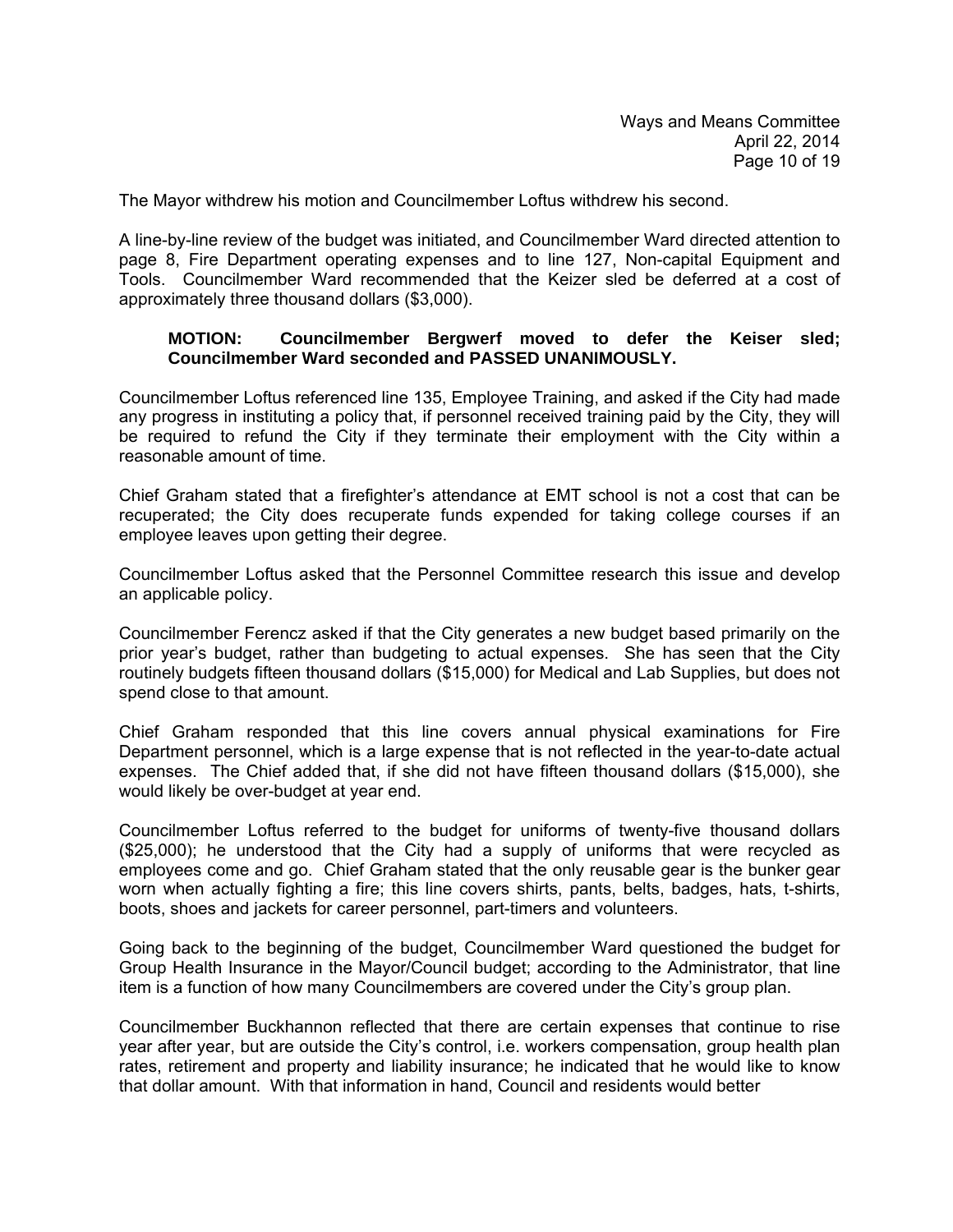The Mayor withdrew his motion and Councilmember Loftus withdrew his second.

A line-by-line review of the budget was initiated, and Councilmember Ward directed attention to page 8, Fire Department operating expenses and to line 127, Non-capital Equipment and Tools. Councilmember Ward recommended that the Keizer sled be deferred at a cost of approximately three thousand dollars ($3,000).

> **MOTION: Councilmember Bergwerf moved to defer the Keiser sled; Councilmember Ward seconded and PASSED UNANIMOUSLY.**

Councilmember Loftus referenced line 135, Employee Training, and asked if the City had made any progress in instituting a policy that, if personnel received training paid by the City, they will be required to refund the City if they terminate their employment with the City within a reasonable amount of time.

Chief Graham stated that a firefighter's attendance at EMT school is not a cost that can be recuperated; the City does recuperate funds expended for taking college courses if an employee leaves upon getting their degree.

Councilmember Loftus asked that the Personnel Committee research this issue and develop an applicable policy.

Councilmember Ferencz asked if that the City generates a new budget based primarily on the prior year's budget, rather than budgeting to actual expenses. She has seen that the City routinely budgets fifteen thousand dollars ($15,000) for Medical and Lab Supplies, but does not spend close to that amount.

Chief Graham responded that this line covers annual physical examinations for Fire Department personnel, which is a large expense that is not reflected in the year-to-date actual expenses. The Chief added that, if she did not have fifteen thousand dollars ($15,000), she would likely be over-budget at year end.

Councilmember Loftus referred to the budget for uniforms of twenty-five thousand dollars ($25,000); he understood that the City had a supply of uniforms that were recycled as employees come and go. Chief Graham stated that the only reusable gear is the bunker gear worn when actually fighting a fire; this line covers shirts, pants, belts, badges, hats, t-shirts, boots, shoes and jackets for career personnel, part-timers and volunteers.

Going back to the beginning of the budget, Councilmember Ward questioned the budget for Group Health Insurance in the Mayor/Council budget; according to the Administrator, that line item is a function of how many Councilmembers are covered under the City's group plan.

Councilmember Buckhannon reflected that there are certain expenses that continue to rise year after year, but are outside the City's control, i.e. workers compensation, group health plan rates, retirement and property and liability insurance; he indicated that he would like to know that dollar amount. With that information in hand, Council and residents would better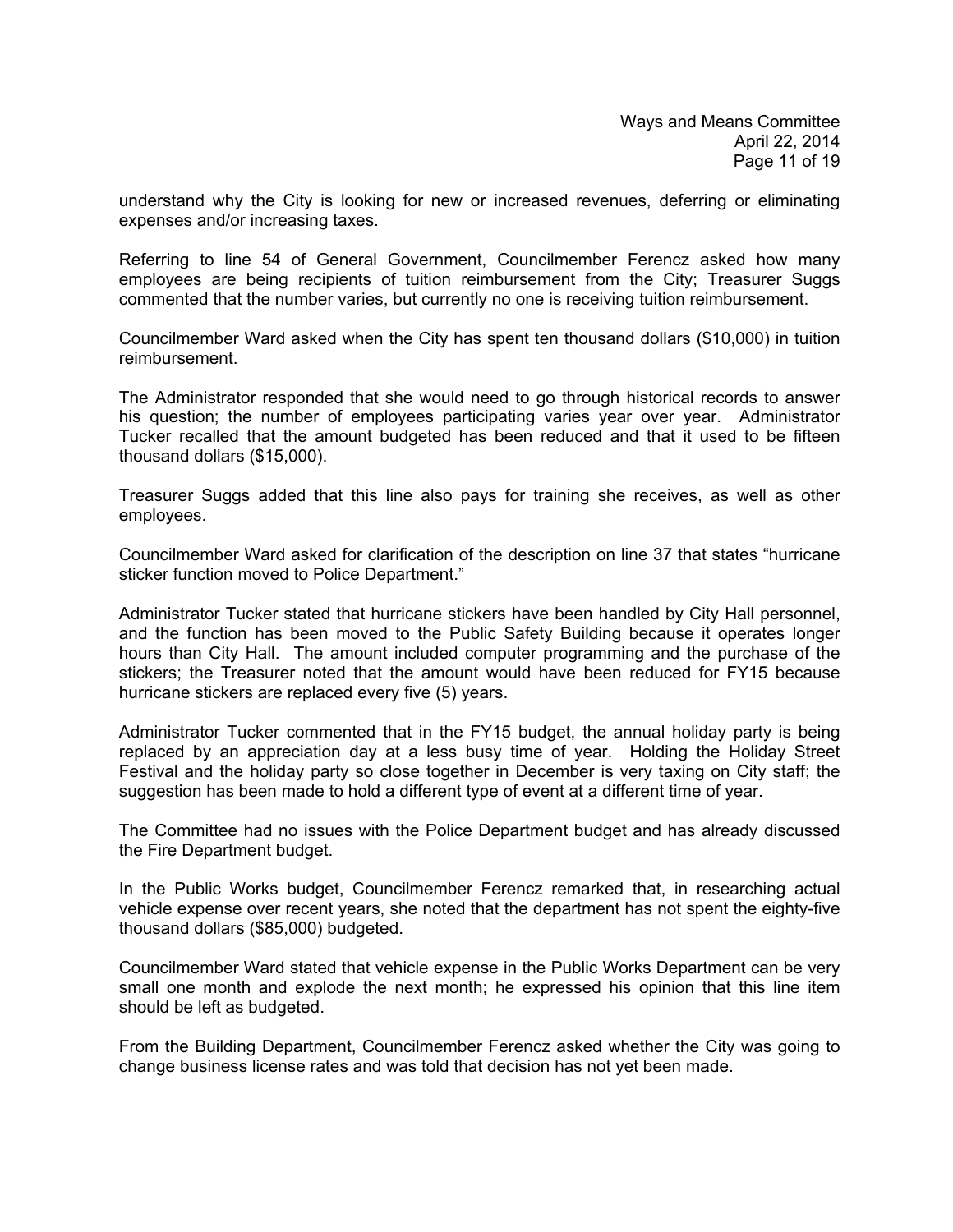understand why the City is looking for new or increased revenues, deferring or eliminating expenses and/or increasing taxes.

Referring to line 54 of General Government, Councilmember Ferencz asked how many employees are being recipients of tuition reimbursement from the City; Treasurer Suggs commented that the number varies, but currently no one is receiving tuition reimbursement.

Councilmember Ward asked when the City has spent ten thousand dollars ($10,000) in tuition reimbursement.

The Administrator responded that she would need to go through historical records to answer his question; the number of employees participating varies year over year. Administrator Tucker recalled that the amount budgeted has been reduced and that it used to be fifteen thousand dollars ($15,000).

Treasurer Suggs added that this line also pays for training she receives, as well as other employees.

Councilmember Ward asked for clarification of the description on line 37 that states "hurricane sticker function moved to Police Department."

Administrator Tucker stated that hurricane stickers have been handled by City Hall personnel, and the function has been moved to the Public Safety Building because it operates longer hours than City Hall. The amount included computer programming and the purchase of the stickers; the Treasurer noted that the amount would have been reduced for FY15 because hurricane stickers are replaced every five (5) years.

Administrator Tucker commented that in the FY15 budget, the annual holiday party is being replaced by an appreciation day at a less busy time of year. Holding the Holiday Street Festival and the holiday party so close together in December is very taxing on City staff; the suggestion has been made to hold a different type of event at a different time of year.

The Committee had no issues with the Police Department budget and has already discussed the Fire Department budget.

In the Public Works budget, Councilmember Ferencz remarked that, in researching actual vehicle expense over recent years, she noted that the department has not spent the eighty-five thousand dollars ($85,000) budgeted.

Councilmember Ward stated that vehicle expense in the Public Works Department can be very small one month and explode the next month; he expressed his opinion that this line item should be left as budgeted.

From the Building Department, Councilmember Ferencz asked whether the City was going to change business license rates and was told that decision has not yet been made.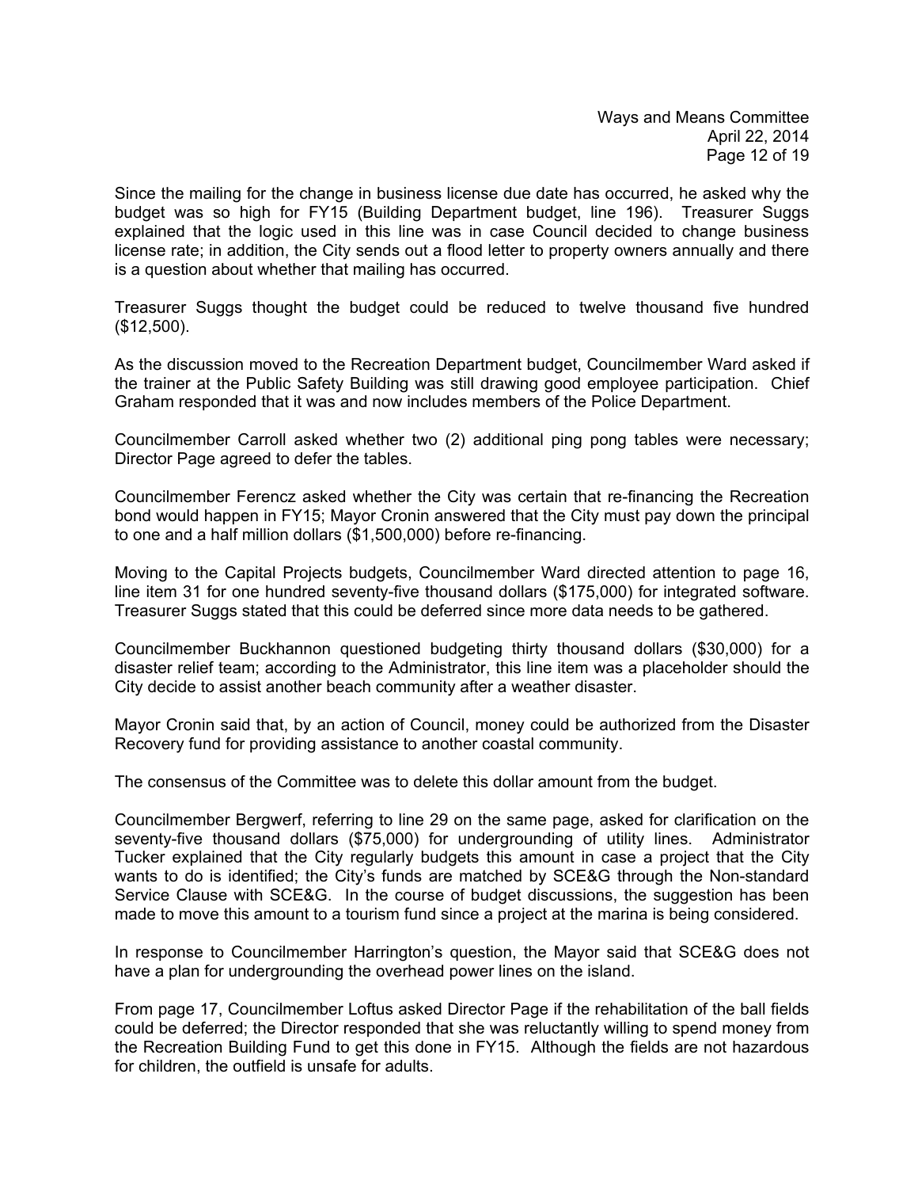Since the mailing for the change in business license due date has occurred, he asked why the budget was so high for FY15 (Building Department budget, line 196). Treasurer Suggs explained that the logic used in this line was in case Council decided to change business license rate; in addition, the City sends out a flood letter to property owners annually and there is a question about whether that mailing has occurred.

Treasurer Suggs thought the budget could be reduced to twelve thousand five hundred ($12,500).

As the discussion moved to the Recreation Department budget, Councilmember Ward asked if the trainer at the Public Safety Building was still drawing good employee participation. Chief Graham responded that it was and now includes members of the Police Department.

Councilmember Carroll asked whether two (2) additional ping pong tables were necessary; Director Page agreed to defer the tables.

Councilmember Ferencz asked whether the City was certain that re-financing the Recreation bond would happen in FY15; Mayor Cronin answered that the City must pay down the principal to one and a half million dollars ($1,500,000) before re-financing.

Moving to the Capital Projects budgets, Councilmember Ward directed attention to page 16, line item 31 for one hundred seventy-five thousand dollars ($175,000) for integrated software. Treasurer Suggs stated that this could be deferred since more data needs to be gathered.

Councilmember Buckhannon questioned budgeting thirty thousand dollars ($30,000) for a disaster relief team; according to the Administrator, this line item was a placeholder should the City decide to assist another beach community after a weather disaster.

Mayor Cronin said that, by an action of Council, money could be authorized from the Disaster Recovery fund for providing assistance to another coastal community.

The consensus of the Committee was to delete this dollar amount from the budget.

Councilmember Bergwerf, referring to line 29 on the same page, asked for clarification on the seventy-five thousand dollars ($75,000) for undergrounding of utility lines. Administrator Tucker explained that the City regularly budgets this amount in case a project that the City wants to do is identified; the City's funds are matched by SCE&G through the Non-standard Service Clause with SCE&G. In the course of budget discussions, the suggestion has been made to move this amount to a tourism fund since a project at the marina is being considered.

In response to Councilmember Harrington's question, the Mayor said that SCE&G does not have a plan for undergrounding the overhead power lines on the island.

From page 17, Councilmember Loftus asked Director Page if the rehabilitation of the ball fields could be deferred; the Director responded that she was reluctantly willing to spend money from the Recreation Building Fund to get this done in FY15. Although the fields are not hazardous for children, the outfield is unsafe for adults.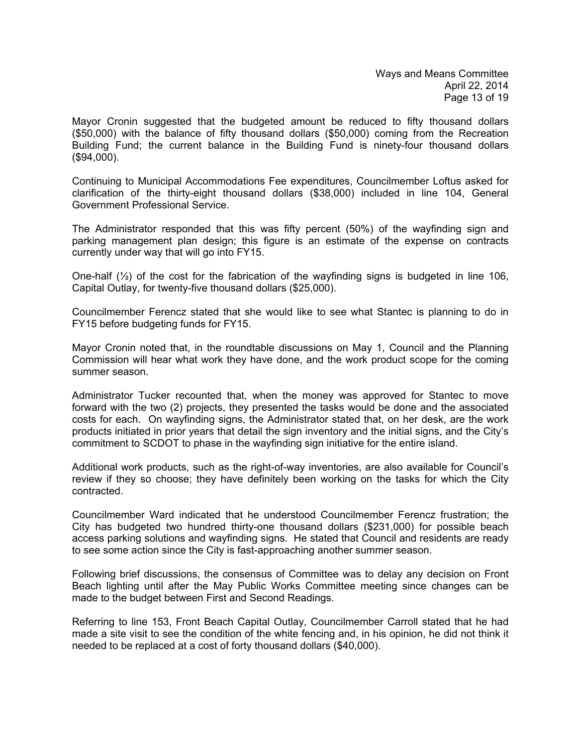Mayor Cronin suggested that the budgeted amount be reduced to fifty thousand dollars ($50,000) with the balance of fifty thousand dollars ($50,000) coming from the Recreation Building Fund; the current balance in the Building Fund is ninety-four thousand dollars ($94,000).

Continuing to Municipal Accommodations Fee expenditures, Councilmember Loftus asked for clarification of the thirty-eight thousand dollars ($38,000) included in line 104, General Government Professional Service.

The Administrator responded that this was fifty percent (50%) of the wayfinding sign and parking management plan design; this figure is an estimate of the expense on contracts currently under way that will go into FY15.

One-half (½) of the cost for the fabrication of the wayfinding signs is budgeted in line 106, Capital Outlay, for twenty-five thousand dollars ($25,000).

Councilmember Ferencz stated that she would like to see what Stantec is planning to do in FY15 before budgeting funds for FY15.

Mayor Cronin noted that, in the roundtable discussions on May 1, Council and the Planning Commission will hear what work they have done, and the work product scope for the coming summer season.

Administrator Tucker recounted that, when the money was approved for Stantec to move forward with the two (2) projects, they presented the tasks would be done and the associated costs for each. On wayfinding signs, the Administrator stated that, on her desk, are the work products initiated in prior years that detail the sign inventory and the initial signs, and the City's commitment to SCDOT to phase in the wayfinding sign initiative for the entire island.

Additional work products, such as the right-of-way inventories, are also available for Council's review if they so choose; they have definitely been working on the tasks for which the City contracted.

Councilmember Ward indicated that he understood Councilmember Ferencz frustration; the City has budgeted two hundred thirty-one thousand dollars ($231,000) for possible beach access parking solutions and wayfinding signs. He stated that Council and residents are ready to see some action since the City is fast-approaching another summer season.

Following brief discussions, the consensus of Committee was to delay any decision on Front Beach lighting until after the May Public Works Committee meeting since changes can be made to the budget between First and Second Readings.

Referring to line 153, Front Beach Capital Outlay, Councilmember Carroll stated that he had made a site visit to see the condition of the white fencing and, in his opinion, he did not think it needed to be replaced at a cost of forty thousand dollars ($40,000).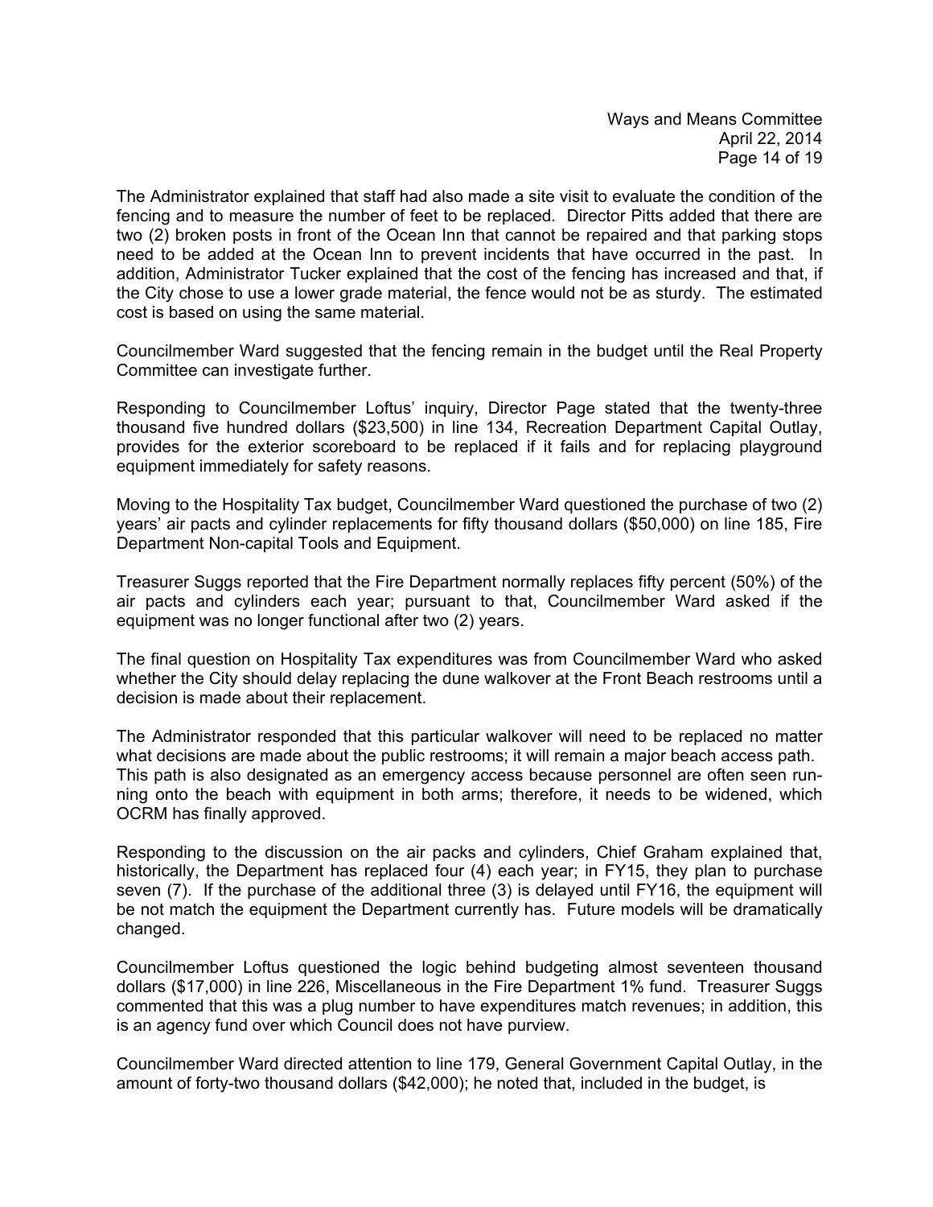The Administrator explained that staff had also made a site visit to evaluate the condition of the fencing and to measure the number of feet to be replaced. Director Pitts added that there are two (2) broken posts in front of the Ocean Inn that cannot be repaired and that parking stops need to be added at the Ocean Inn to prevent incidents that have occurred in the past. In addition, Administrator Tucker explained that the cost of the fencing has increased and that, if the City chose to use a lower grade material, the fence would not be as sturdy. The estimated cost is based on using the same material.

Councilmember Ward suggested that the fencing remain in the budget until the Real Property Committee can investigate further.

Responding to Councilmember Loftus' inquiry, Director Page stated that the twenty-three thousand five hundred dollars ($23,500) in line 134, Recreation Department Capital Outlay, provides for the exterior scoreboard to be replaced if it fails and for replacing playground equipment immediately for safety reasons.

Moving to the Hospitality Tax budget, Councilmember Ward questioned the purchase of two (2) years' air pacts and cylinder replacements for fifty thousand dollars ($50,000) on line 185, Fire Department Non-capital Tools and Equipment.

Treasurer Suggs reported that the Fire Department normally replaces fifty percent (50%) of the air pacts and cylinders each year; pursuant to that, Councilmember Ward asked if the equipment was no longer functional after two (2) years.

The final question on Hospitality Tax expenditures was from Councilmember Ward who asked whether the City should delay replacing the dune walkover at the Front Beach restrooms until a decision is made about their replacement.

The Administrator responded that this particular walkover will need to be replaced no matter what decisions are made about the public restrooms; it will remain a major beach access path. This path is also designated as an emergency access because personnel are often seen running onto the beach with equipment in both arms; therefore, it needs to be widened, which OCRM has finally approved.

Responding to the discussion on the air packs and cylinders, Chief Graham explained that, historically, the Department has replaced four (4) each year; in FY15, they plan to purchase seven (7). If the purchase of the additional three (3) is delayed until FY16, the equipment will be not match the equipment the Department currently has. Future models will be dramatically changed.

Councilmember Loftus questioned the logic behind budgeting almost seventeen thousand dollars ($17,000) in line 226, Miscellaneous in the Fire Department 1% fund. Treasurer Suggs commented that this was a plug number to have expenditures match revenues; in addition, this is an agency fund over which Council does not have purview.

Councilmember Ward directed attention to line 179, General Government Capital Outlay, in the amount of forty-two thousand dollars ($42,000); he noted that, included in the budget, is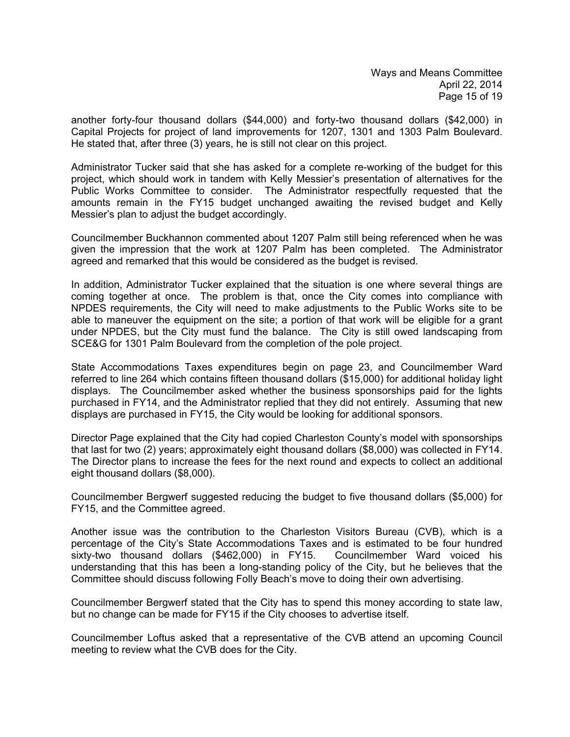another forty-four thousand dollars ($44,000) and forty-two thousand dollars ($42,000) in Capital Projects for project of land improvements for 1207, 1301 and 1303 Palm Boulevard. He stated that, after three (3) years, he is still not clear on this project.

Administrator Tucker said that she has asked for a complete re-working of the budget for this project, which should work in tandem with Kelly Messier's presentation of alternatives for the Public Works Committee to consider. The Administrator respectfully requested that the amounts remain in the FY15 budget unchanged awaiting the revised budget and Kelly Messier's plan to adjust the budget accordingly.

Councilmember Buckhannon commented about 1207 Palm still being referenced when he was given the impression that the work at 1207 Palm has been completed. The Administrator agreed and remarked that this would be considered as the budget is revised.

In addition, Administrator Tucker explained that the situation is one where several things are coming together at once. The problem is that, once the City comes into compliance with NPDES requirements, the City will need to make adjustments to the Public Works site to be able to maneuver the equipment on the site; a portion of that work will be eligible for a grant under NPDES, but the City must fund the balance. The City is still owed landscaping from SCE&G for 1301 Palm Boulevard from the completion of the pole project.

State Accommodations Taxes expenditures begin on page 23, and Councilmember Ward referred to line 264 which contains fifteen thousand dollars ($15,000) for additional holiday light displays. The Councilmember asked whether the business sponsorships paid for the lights purchased in FY14, and the Administrator replied that they did not entirely. Assuming that new displays are purchased in FY15, the City would be looking for additional sponsors.

Director Page explained that the City had copied Charleston County's model with sponsorships that last for two (2) years; approximately eight thousand dollars ($8,000) was collected in FY14. The Director plans to increase the fees for the next round and expects to collect an additional eight thousand dollars ($8,000).

Councilmember Bergwerf suggested reducing the budget to five thousand dollars ($5,000) for FY15, and the Committee agreed.

Another issue was the contribution to the Charleston Visitors Bureau (CVB), which is a percentage of the City's State Accommodations Taxes and is estimated to be four hundred sixty-two thousand dollars ($462,000) in FY15. Councilmember Ward voiced his understanding that this has been a long-standing policy of the City, but he believes that the Committee should discuss following Folly Beach's move to doing their own advertising.

Councilmember Bergwerf stated that the City has to spend this money according to state law, but no change can be made for FY15 if the City chooses to advertise itself.

Councilmember Loftus asked that a representative of the CVB attend an upcoming Council meeting to review what the CVB does for the City.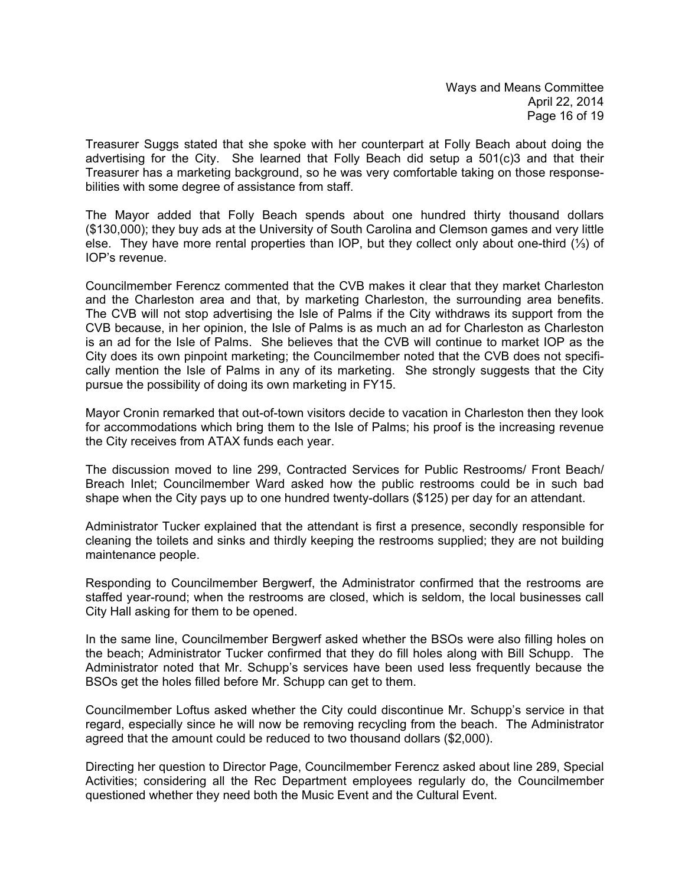Treasurer Suggs stated that she spoke with her counterpart at Folly Beach about doing the advertising for the City. She learned that Folly Beach did setup a 501(c)3 and that their Treasurer has a marketing background, so he was very comfortable taking on those responsebilities with some degree of assistance from staff.

The Mayor added that Folly Beach spends about one hundred thirty thousand dollars ($130,000); they buy ads at the University of South Carolina and Clemson games and very little else. They have more rental properties than IOP, but they collect only about one-third (⅓) of IOP's revenue.

Councilmember Ferencz commented that the CVB makes it clear that they market Charleston and the Charleston area and that, by marketing Charleston, the surrounding area benefits. The CVB will not stop advertising the Isle of Palms if the City withdraws its support from the CVB because, in her opinion, the Isle of Palms is as much an ad for Charleston as Charleston is an ad for the Isle of Palms. She believes that the CVB will continue to market IOP as the City does its own pinpoint marketing; the Councilmember noted that the CVB does not specifically mention the Isle of Palms in any of its marketing. She strongly suggests that the City pursue the possibility of doing its own marketing in FY15.

Mayor Cronin remarked that out-of-town visitors decide to vacation in Charleston then they look for accommodations which bring them to the Isle of Palms; his proof is the increasing revenue the City receives from ATAX funds each year.

The discussion moved to line 299, Contracted Services for Public Restrooms/ Front Beach/ Breach Inlet; Councilmember Ward asked how the public restrooms could be in such bad shape when the City pays up to one hundred twenty-dollars ($125) per day for an attendant.

Administrator Tucker explained that the attendant is first a presence, secondly responsible for cleaning the toilets and sinks and thirdly keeping the restrooms supplied; they are not building maintenance people.

Responding to Councilmember Bergwerf, the Administrator confirmed that the restrooms are staffed year-round; when the restrooms are closed, which is seldom, the local businesses call City Hall asking for them to be opened.

In the same line, Councilmember Bergwerf asked whether the BSOs were also filling holes on the beach; Administrator Tucker confirmed that they do fill holes along with Bill Schupp. The Administrator noted that Mr. Schupp's services have been used less frequently because the BSOs get the holes filled before Mr. Schupp can get to them.

Councilmember Loftus asked whether the City could discontinue Mr. Schupp's service in that regard, especially since he will now be removing recycling from the beach. The Administrator agreed that the amount could be reduced to two thousand dollars ($2,000).

Directing her question to Director Page, Councilmember Ferencz asked about line 289, Special Activities; considering all the Rec Department employees regularly do, the Councilmember questioned whether they need both the Music Event and the Cultural Event.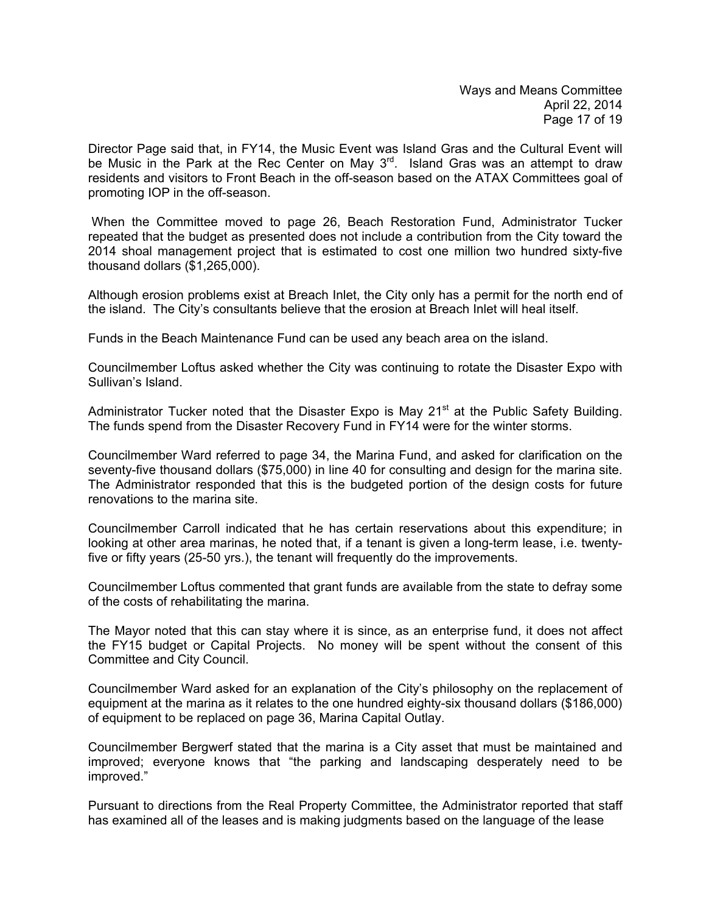Director Page said that, in FY14, the Music Event was Island Gras and the Cultural Event will be Music in the Park at the Rec Center on May 3rd. Island Gras was an attempt to draw residents and visitors to Front Beach in the off-season based on the ATAX Committees goal of promoting IOP in the off-season.

When the Committee moved to page 26, Beach Restoration Fund, Administrator Tucker repeated that the budget as presented does not include a contribution from the City toward the 2014 shoal management project that is estimated to cost one million two hundred sixty-five thousand dollars ($1,265,000).

Although erosion problems exist at Breach Inlet, the City only has a permit for the north end of the island. The City's consultants believe that the erosion at Breach Inlet will heal itself.

Funds in the Beach Maintenance Fund can be used any beach area on the island.

Councilmember Loftus asked whether the City was continuing to rotate the Disaster Expo with Sullivan's Island.

Administrator Tucker noted that the Disaster Expo is May 21st at the Public Safety Building. The funds spend from the Disaster Recovery Fund in FY14 were for the winter storms.

Councilmember Ward referred to page 34, the Marina Fund, and asked for clarification on the seventy-five thousand dollars ($75,000) in line 40 for consulting and design for the marina site. The Administrator responded that this is the budgeted portion of the design costs for future renovations to the marina site.

Councilmember Carroll indicated that he has certain reservations about this expenditure; in looking at other area marinas, he noted that, if a tenant is given a long-term lease, i.e. twenty-five or fifty years (25-50 yrs.), the tenant will frequently do the improvements.

Councilmember Loftus commented that grant funds are available from the state to defray some of the costs of rehabilitating the marina.

The Mayor noted that this can stay where it is since, as an enterprise fund, it does not affect the FY15 budget or Capital Projects. No money will be spent without the consent of this Committee and City Council.

Councilmember Ward asked for an explanation of the City's philosophy on the replacement of equipment at the marina as it relates to the one hundred eighty-six thousand dollars ($186,000) of equipment to be replaced on page 36, Marina Capital Outlay.

Councilmember Bergwerf stated that the marina is a City asset that must be maintained and improved; everyone knows that "the parking and landscaping desperately need to be improved."

Pursuant to directions from the Real Property Committee, the Administrator reported that staff has examined all of the leases and is making judgments based on the language of the lease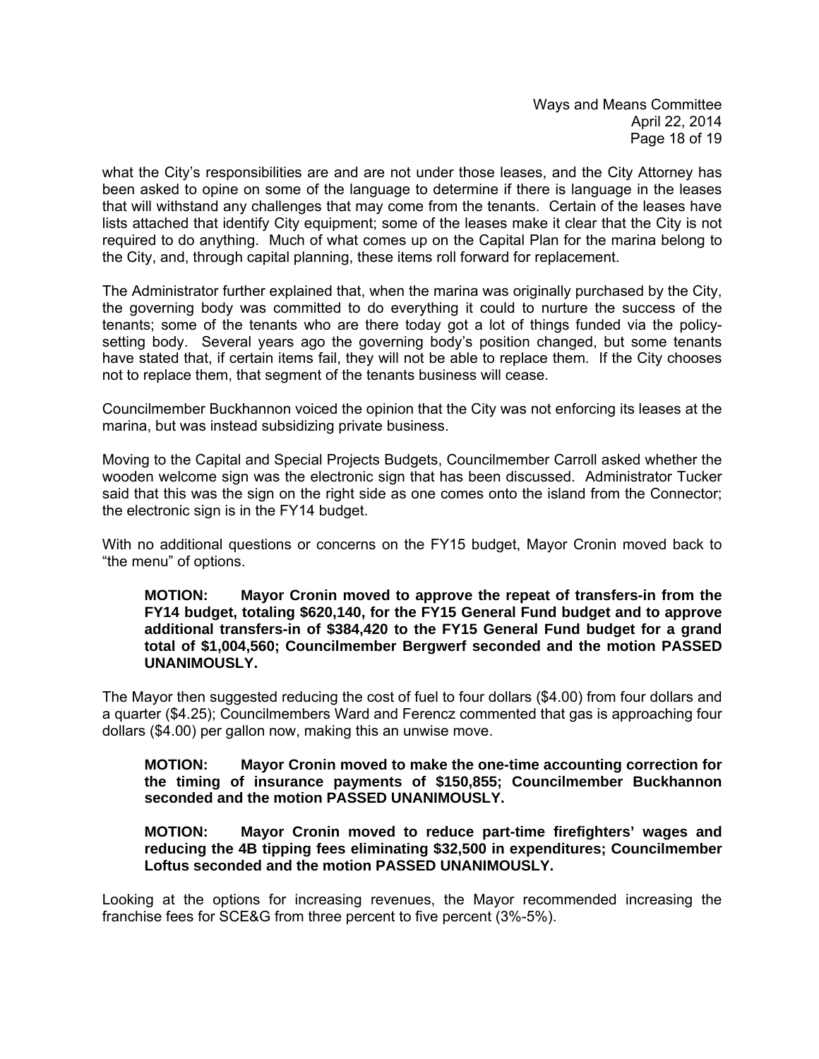what the City's responsibilities are and are not under those leases, and the City Attorney has been asked to opine on some of the language to determine if there is language in the leases that will withstand any challenges that may come from the tenants. Certain of the leases have lists attached that identify City equipment; some of the leases make it clear that the City is not required to do anything. Much of what comes up on the Capital Plan for the marina belong to the City, and, through capital planning, these items roll forward for replacement.

The Administrator further explained that, when the marina was originally purchased by the City, the governing body was committed to do everything it could to nurture the success of the tenants; some of the tenants who are there today got a lot of things funded via the policy-setting body. Several years ago the governing body's position changed, but some tenants have stated that, if certain items fail, they will not be able to replace them. If the City chooses not to replace them, that segment of the tenants business will cease.

Councilmember Buckhannon voiced the opinion that the City was not enforcing its leases at the marina, but was instead subsidizing private business.

Moving to the Capital and Special Projects Budgets, Councilmember Carroll asked whether the wooden welcome sign was the electronic sign that has been discussed. Administrator Tucker said that this was the sign on the right side as one comes onto the island from the Connector; the electronic sign is in the FY14 budget.

With no additional questions or concerns on the FY15 budget, Mayor Cronin moved back to "the menu" of options.

**MOTION: Mayor Cronin moved to approve the repeat of transfers-in from the FY14 budget, totaling $620,140, for the FY15 General Fund budget and to approve additional transfers-in of $384,420 to the FY15 General Fund budget for a grand total of $1,004,560; Councilmember Bergwerf seconded and the motion PASSED UNANIMOUSLY.**

The Mayor then suggested reducing the cost of fuel to four dollars ($4.00) from four dollars and a quarter ($4.25); Councilmembers Ward and Ferencz commented that gas is approaching four dollars ($4.00) per gallon now, making this an unwise move.

**MOTION: Mayor Cronin moved to make the one-time accounting correction for the timing of insurance payments of $150,855; Councilmember Buckhannon seconded and the motion PASSED UNANIMOUSLY.**

**MOTION: Mayor Cronin moved to reduce part-time firefighters' wages and reducing the 4B tipping fees eliminating $32,500 in expenditures; Councilmember Loftus seconded and the motion PASSED UNANIMOUSLY.**

Looking at the options for increasing revenues, the Mayor recommended increasing the franchise fees for SCE&G from three percent to five percent (3%-5%).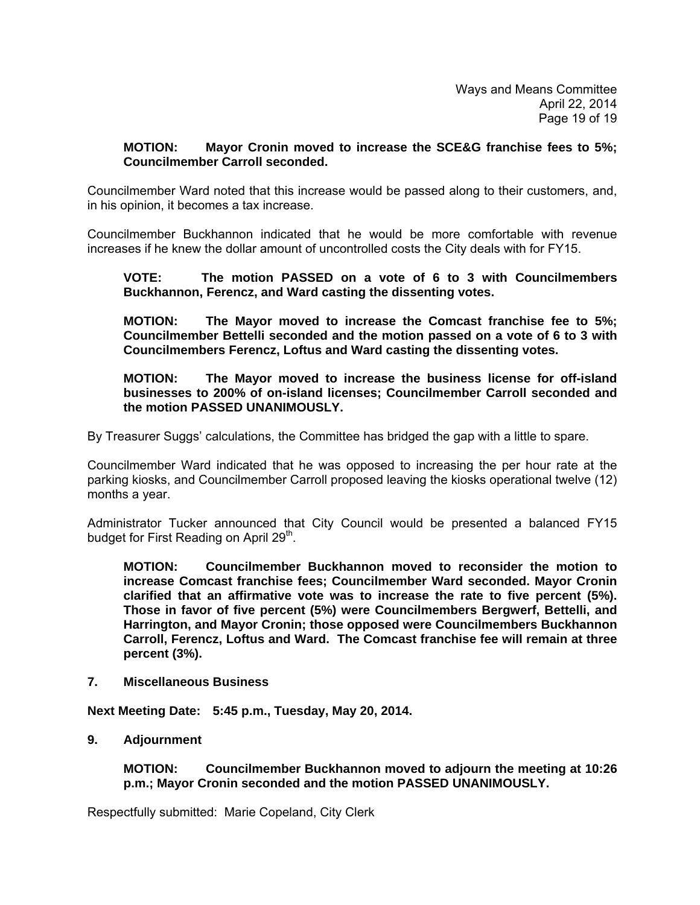**MOTION: Mayor Cronin moved to increase the SCE&G franchise fees to 5%; Councilmember Carroll seconded.**

Councilmember Ward noted that this increase would be passed along to their customers, and, in his opinion, it becomes a tax increase.

Councilmember Buckhannon indicated that he would be more comfortable with revenue increases if he knew the dollar amount of uncontrolled costs the City deals with for FY15.

**VOTE: The motion PASSED on a vote of 6 to 3 with Councilmembers Buckhannon, Ferencz, and Ward casting the dissenting votes.**

**MOTION: The Mayor moved to increase the Comcast franchise fee to 5%; Councilmember Bettelli seconded and the motion passed on a vote of 6 to 3 with Councilmembers Ferencz, Loftus and Ward casting the dissenting votes.**

**MOTION: The Mayor moved to increase the business license for off-island businesses to 200% of on-island licenses; Councilmember Carroll seconded and the motion PASSED UNANIMOUSLY.**

By Treasurer Suggs' calculations, the Committee has bridged the gap with a little to spare.

Councilmember Ward indicated that he was opposed to increasing the per hour rate at the parking kiosks, and Councilmember Carroll proposed leaving the kiosks operational twelve (12) months a year.

Administrator Tucker announced that City Council would be presented a balanced FY15 budget for First Reading on April 29th.

**MOTION: Councilmember Buckhannon moved to reconsider the motion to increase Comcast franchise fees; Councilmember Ward seconded. Mayor Cronin clarified that an affirmative vote was to increase the rate to five percent (5%). Those in favor of five percent (5%) were Councilmembers Bergwerf, Bettelli, and Harrington, and Mayor Cronin; those opposed were Councilmembers Buckhannon Carroll, Ferencz, Loftus and Ward. The Comcast franchise fee will remain at three percent (3%).**

**7. Miscellaneous Business**

**Next Meeting Date: 5:45 p.m., Tuesday, May 20, 2014.**

**9. Adjournment**

**MOTION: Councilmember Buckhannon moved to adjourn the meeting at 10:26 p.m.; Mayor Cronin seconded and the motion PASSED UNANIMOUSLY.**

Respectfully submitted: Marie Copeland, City Clerk